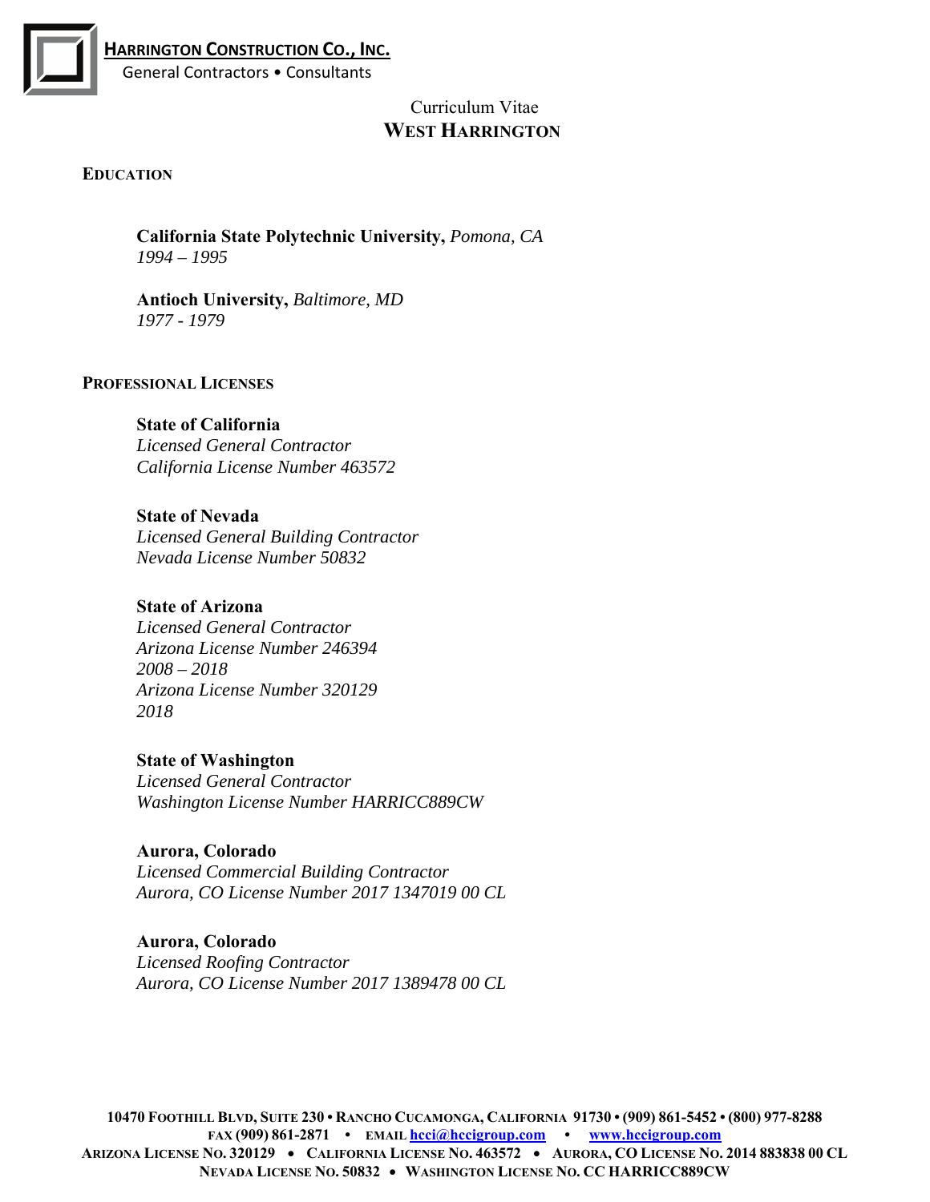**HARRINGTON CONSTRUCTION CO., INC.**
General Contractors • Consultants

Curriculum Vitae
# WEST HARRINGTON

## EDUCATION

**California State Polytechnic University,** *Pomona, CA*
*1994 – 1995*

**Antioch University,** *Baltimore, MD*
*1977 - 1979*

## PROFESSIONAL LICENSES

**State of California**
*Licensed General Contractor*
*California License Number 463572*

**State of Nevada**
*Licensed General Building Contractor*
*Nevada License Number 50832*

**State of Arizona**
*Licensed General Contractor*
*Arizona License Number 246394*
*2008 – 2018*
*Arizona License Number 320129*
*2018*

**State of Washington**
*Licensed General Contractor*
*Washington License Number HARRICC889CW*

**Aurora, Colorado**
*Licensed Commercial Building Contractor*
*Aurora, CO License Number 2017 1347019 00 CL*

**Aurora, Colorado**
*Licensed Roofing Contractor*
*Aurora, CO License Number 2017 1389478 00 CL*

**10470 FOOTHILL BLVD, SUITE 230 • RANCHO CUCAMONGA, CALIFORNIA 91730 • (909) 861-5452 • (800) 977-8288**
**FAX (909) 861-2871 • EMAIL hcci@hccigroup.com • www.hccigroup.com**
**ARIZONA LICENSE NO. 320129 • CALIFORNIA LICENSE NO. 463572 • AURORA, CO LICENSE NO. 2014 883838 00 CL**
**NEVADA LICENSE NO. 50832 • WASHINGTON LICENSE NO. CC HARRICC889CW**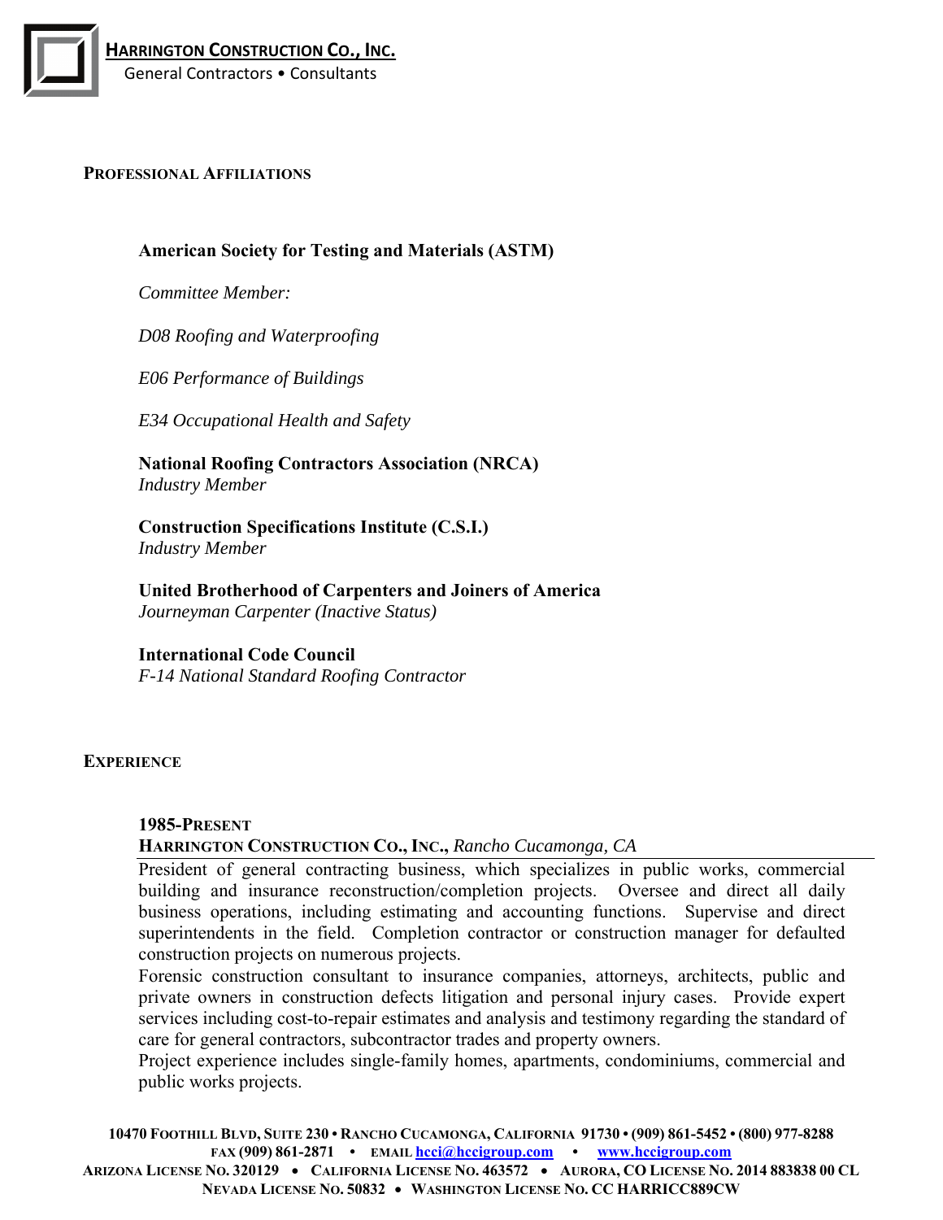## Professional Affiliations

**American Society for Testing and Materials (ASTM)**

*Committee Member:*

*D08 Roofing and Waterproofing*

*E06 Performance of Buildings*

*E34 Occupational Health and Safety*

**National Roofing Contractors Association (NRCA)**
*Industry Member*

**Construction Specifications Institute (C.S.I.)**
*Industry Member*

**United Brotherhood of Carpenters and Joiners of America**
*Journeyman Carpenter (Inactive Status)*

**International Code Council**
*F-14 National Standard Roofing Contractor*

## Experience

**1985-Present**
**Harrington Construction Co., Inc.,** *Rancho Cucamonga, CA*

President of general contracting business, which specializes in public works, commercial building and insurance reconstruction/completion projects. Oversee and direct all daily business operations, including estimating and accounting functions. Supervise and direct superintendents in the field. Completion contractor or construction manager for defaulted construction projects on numerous projects.

Forensic construction consultant to insurance companies, attorneys, architects, public and private owners in construction defects litigation and personal injury cases. Provide expert services including cost-to-repair estimates and analysis and testimony regarding the standard of care for general contractors, subcontractor trades and property owners.

Project experience includes single-family homes, apartments, condominiums, commercial and public works projects.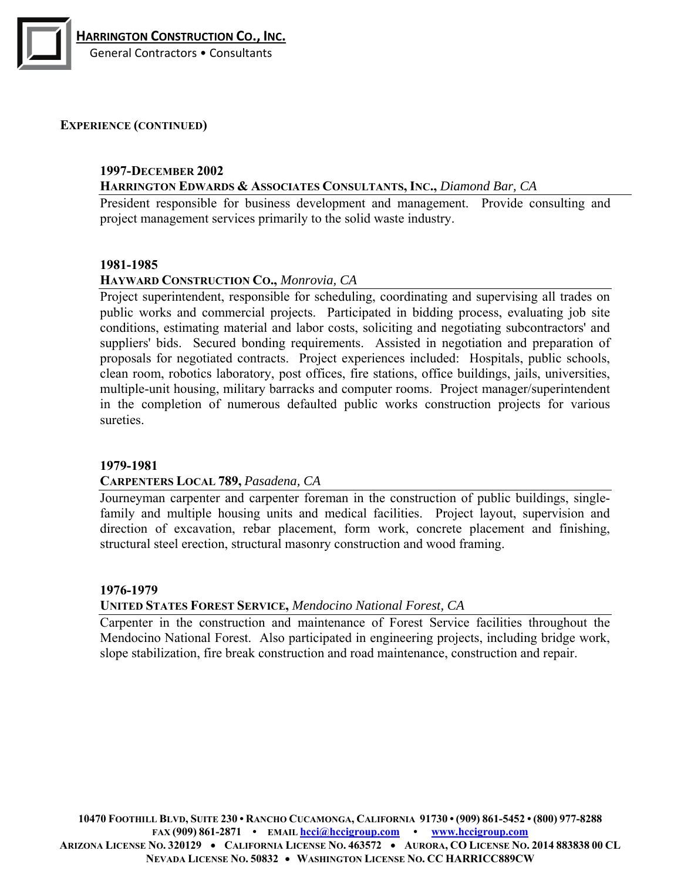## EXPERIENCE (CONTINUED)

**1997-DECEMBER 2002**
**HARRINGTON EDWARDS & ASSOCIATES CONSULTANTS, INC.,** *Diamond Bar, CA*

President responsible for business development and management. Provide consulting and project management services primarily to the solid waste industry.

**1981-1985**
**HAYWARD CONSTRUCTION CO.,** *Monrovia, CA*

Project superintendent, responsible for scheduling, coordinating and supervising all trades on public works and commercial projects. Participated in bidding process, evaluating job site conditions, estimating material and labor costs, soliciting and negotiating subcontractors' and suppliers' bids. Secured bonding requirements. Assisted in negotiation and preparation of proposals for negotiated contracts. Project experiences included: Hospitals, public schools, clean room, robotics laboratory, post offices, fire stations, office buildings, jails, universities, multiple-unit housing, military barracks and computer rooms. Project manager/superintendent in the completion of numerous defaulted public works construction projects for various sureties.

**1979-1981**
**CARPENTERS LOCAL 789,** *Pasadena, CA*

Journeyman carpenter and carpenter foreman in the construction of public buildings, single-family and multiple housing units and medical facilities. Project layout, supervision and direction of excavation, rebar placement, form work, concrete placement and finishing, structural steel erection, structural masonry construction and wood framing.

**1976-1979**
**UNITED STATES FOREST SERVICE,** *Mendocino National Forest, CA*

Carpenter in the construction and maintenance of Forest Service facilities throughout the Mendocino National Forest. Also participated in engineering projects, including bridge work, slope stabilization, fire break construction and road maintenance, construction and repair.